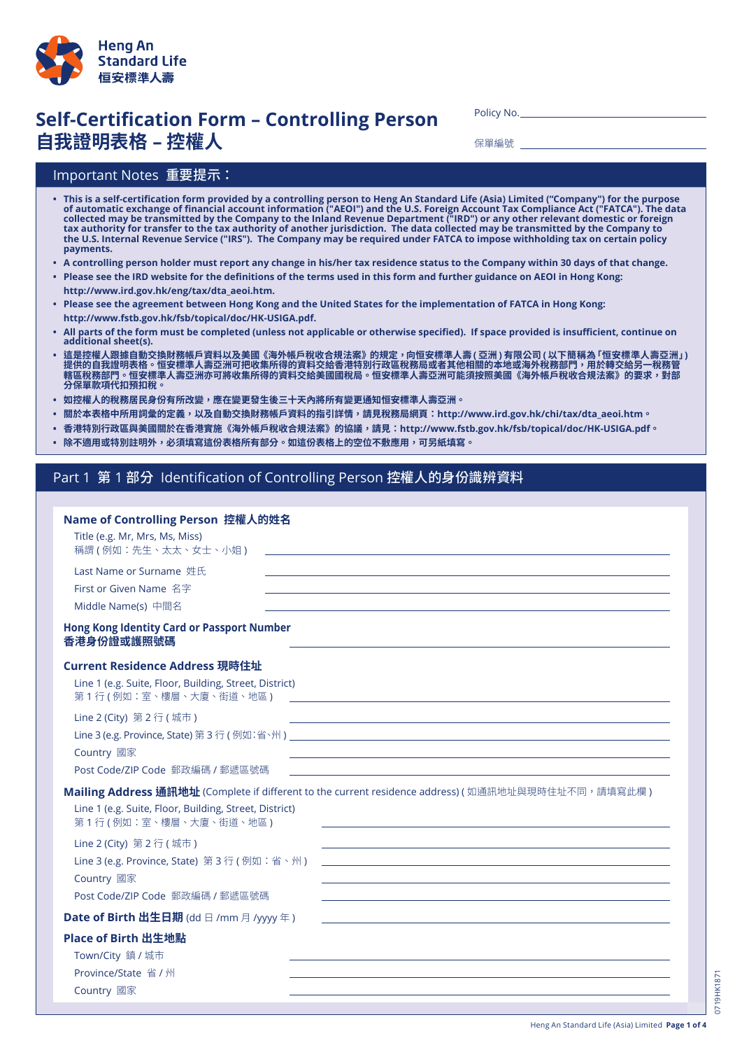Heng An Standard Life
恒安標準人壽

# Self-Certification Form – Controlling Person
# 自我證明表格 – 控權人

Policy No. ____________________

保單編號 ____________________

## Important Notes 重要提示：

- **This is a self-certification form provided by a controlling person to Heng An Standard Life (Asia) Limited ("Company") for the purpose of automatic exchange of financial account information ("AEOI") and the U.S. Foreign Account Tax Compliance Act ("FATCA"). The data collected may be transmitted by the Company to the Inland Revenue Department ("IRD") or any other relevant domestic or foreign tax authority for transfer to the tax authority of another jurisdiction. The data collected may be transmitted by the Company to the U.S. Internal Revenue Service ("IRS"). The Company may be required under FATCA to impose withholding tax on certain policy payments.**
- **A controlling person holder must report any change in his/her tax residence status to the Company within 30 days of that change.**
- **Please see the IRD website for the definitions of the terms used in this form and further guidance on AEOI in Hong Kong: http://www.ird.gov.hk/eng/tax/dta_aeoi.htm.**
- **Please see the agreement between Hong Kong and the United States for the implementation of FATCA in Hong Kong: http://www.fstb.gov.hk/fsb/topical/doc/HK-USIGA.pdf.**
- **All parts of the form must be completed (unless not applicable or otherwise specified). If space provided is insufficient, continue on additional sheet(s).**
- **這是控權人跟據自動交換財務帳戶資料以及美國《海外帳戶稅收合規法案》的規定，向恒安標準人壽(亞洲)有限公司(以下簡稱為「恒安標準人壽亞洲」)提供的自我證明表格。恒安標準人壽亞洲可把收集所得的資料交給香港特別行政區稅務局或者其他相關的本地或海外稅務部門，用於轉交給另一稅務管轄區稅務部門。恒安標準人壽亞洲亦可將收集所得的資料交給美國國稅局。恒安標準人壽亞洲可能須按照美國《海外帳戶稅收合規法案》的要求，對部分保單款項代扣預扣稅。**
- **如控權人的稅務居民身份有所改變，應在變更發生後三十天內將所有變更通知恒安標準人壽亞洲。**
- **關於本表格中所用詞彙的定義，以及自動交換財務帳戶資料的指引詳情，請見稅務局網頁：http://www.ird.gov.hk/chi/tax/dta_aeoi.htm。**
- **香港特別行政區與美國關於在香港實施《海外帳戶稅收合規法案》的協議，請見：http://www.fstb.gov.hk/fsb/topical/doc/HK-USIGA.pdf。**
- **除不適用或特別註明外，必須填寫這份表格所有部分。如這份表格上的空位不敷應用，可另紙填寫。**

## Part 1 第 1 部分 Identification of Controlling Person 控權人的身份識辨資料

**Name of Controlling Person 控權人的姓名**

Title (e.g. Mr, Mrs, Ms, Miss)
稱謂 ( 例如：先生、太太、女士、小姐 ) ____________________

Last Name or Surname 姓氏 ____________________

First or Given Name 名字 ____________________

Middle Name(s) 中間名 ____________________

**Hong Kong Identity Card or Passport Number**
**香港身份證或護照號碼** ____________________

**Current Residence Address 現時住址**

Line 1 (e.g. Suite, Floor, Building, Street, District)
第 1 行 ( 例如：室、樓層、大廈、街道、地區 ) ____________________

Line 2 (City) 第 2 行 ( 城市 ) ____________________

Line 3 (e.g. Province, State) 第 3 行 ( 例如:省､州 ) ____________________

Country 國家 ____________________

Post Code/ZIP Code 郵政編碼 / 郵遞區號碼 ____________________

**Mailing Address 通訊地址** (Complete if different to the current residence address) ( 如通訊地址與現時住址不同，請填寫此欄 )

Line 1 (e.g. Suite, Floor, Building, Street, District)
第 1 行 ( 例如：室、樓層、大廈、街道、地區 ) ____________________

Line 2 (City) 第 2 行 ( 城市 ) ____________________

Line 3 (e.g. Province, State) 第 3 行 ( 例如：省、州 ) ____________________

Country 國家 ____________________

Post Code/ZIP Code 郵政編碼 / 郵遞區號碼 ____________________

**Date of Birth 出生日期** (dd 日 /mm 月 /yyyy 年 ) ____________________

**Place of Birth 出生地點**

Town/City 鎮 / 城市 ____________________

Province/State 省 / 州 ____________________

Country 國家 ____________________

0719HK1871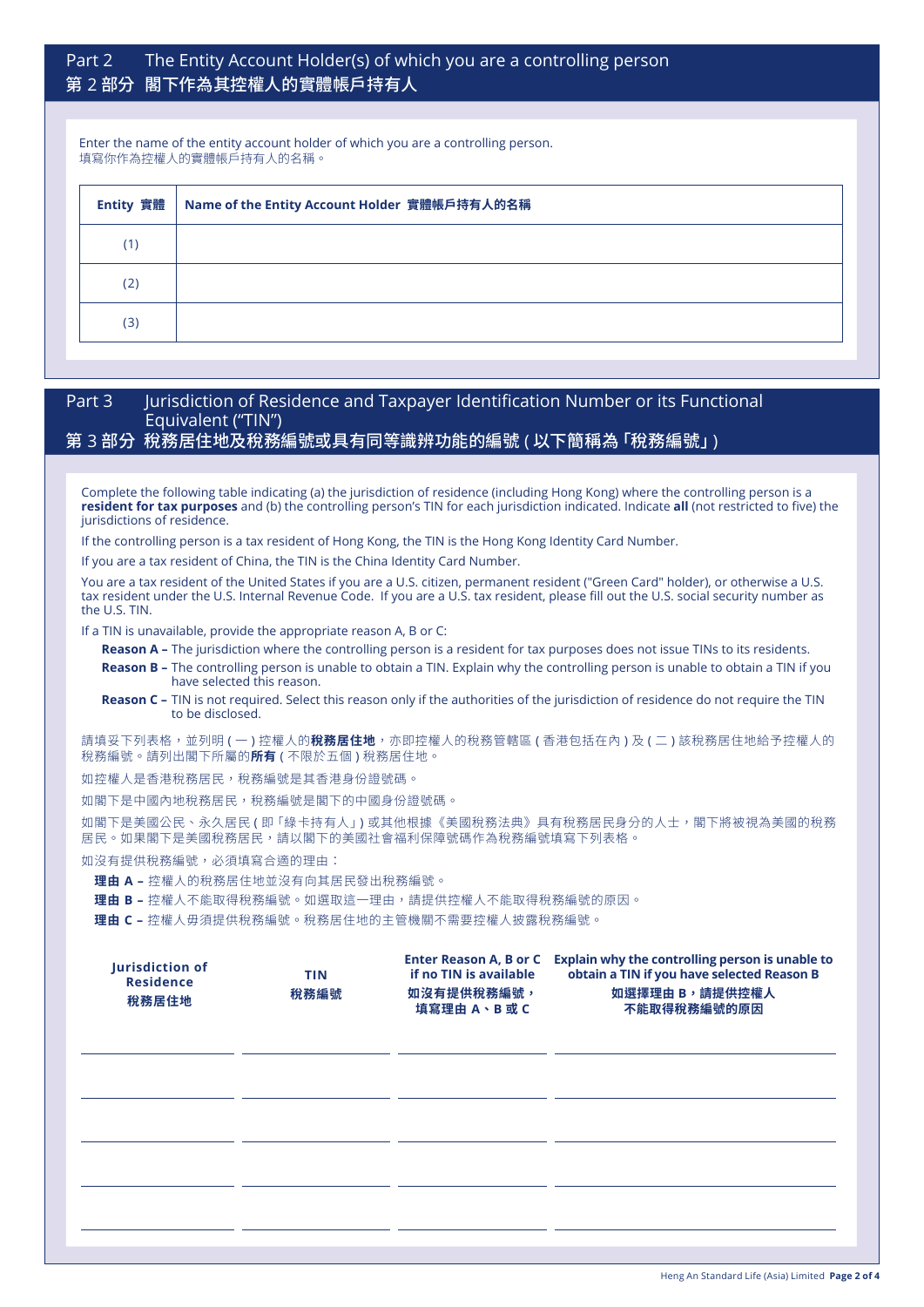## Part 2 The Entity Account Holder(s) of which you are a controlling person
## 第 2 部分 閣下作為其控權人的實體帳戶持有人

Enter the name of the entity account holder of which you are a controlling person.
填寫你作為控權人的實體帳戶持有人的名稱。

| Entity 實體 | Name of the Entity Account Holder 實體帳戶持有人的名稱 |
|---|---|
| (1) | |
| (2) | |
| (3) | |

## Part 3 Jurisdiction of Residence and Taxpayer Identification Number or its Functional Equivalent ("TIN")
## 第 3 部分 稅務居住地及稅務編號或具有同等識辨功能的編號 ( 以下簡稱為「稅務編號」)

Complete the following table indicating (a) the jurisdiction of residence (including Hong Kong) where the controlling person is a **resident for tax purposes** and (b) the controlling person's TIN for each jurisdiction indicated. Indicate **all** (not restricted to five) the jurisdictions of residence.

If the controlling person is a tax resident of Hong Kong, the TIN is the Hong Kong Identity Card Number.

If you are a tax resident of China, the TIN is the China Identity Card Number.

You are a tax resident of the United States if you are a U.S. citizen, permanent resident ("Green Card" holder), or otherwise a U.S. tax resident under the U.S. Internal Revenue Code. If you are a U.S. tax resident, please fill out the U.S. social security number as the U.S. TIN.

If a TIN is unavailable, provide the appropriate reason A, B or C:

- **Reason A –** The jurisdiction where the controlling person is a resident for tax purposes does not issue TINs to its residents.
- **Reason B –** The controlling person is unable to obtain a TIN. Explain why the controlling person is unable to obtain a TIN if you have selected this reason.
- **Reason C –** TIN is not required. Select this reason only if the authorities of the jurisdiction of residence do not require the TIN to be disclosed.

請填妥下列表格，並列明 ( 一 ) 控權人的**稅務居住地**，亦即控權人的稅務管轄區 ( 香港包括在內 ) 及 ( 二 ) 該稅務居住地給予控權人的稅務編號。請列出閣下所屬的**所有** ( 不限於五個 ) 稅務居住地。

如控權人是香港稅務居民，稅務編號是其香港身份證號碼。

如閣下是中國內地稅務居民，稅務編號是閣下的中國身份證號碼。

如閣下是美國公民、永久居民 ( 即「綠卡持有人」) 或其他根據《美國稅務法典》具有稅務居民身分的人士，閣下將被視為美國的稅務居民。如果閣下是美國稅務居民，請以閣下的美國社會福利保障號碼作為稅務編號填寫下列表格。

如沒有提供稅務編號，必須填寫合適的理由：

- **理由 A –** 控權人的稅務居住地並沒有向其居民發出稅務編號。
- **理由 B –** 控權人不能取得稅務編號。如選取這一理由，請提供控權人不能取得稅務編號的原因。
- **理由 C –** 控權人毋須提供稅務編號。稅務居住地的主管機關不需要控權人披露稅務編號。

| Jurisdiction of Residence 稅務居地 | TIN 稅務編號 | Enter Reason A, B or C if no TIN is available 如沒有提供稅務編號，填寫理由 A、B 或 C | Explain why the controlling person is unable to obtain a TIN if you have selected Reason B 如選擇理由 B，請提供控權人不能取得稅務編號的原因 |
|---|---|---|---|
| | | | |
| | | | |
| | | | |
| | | | |
| | | | |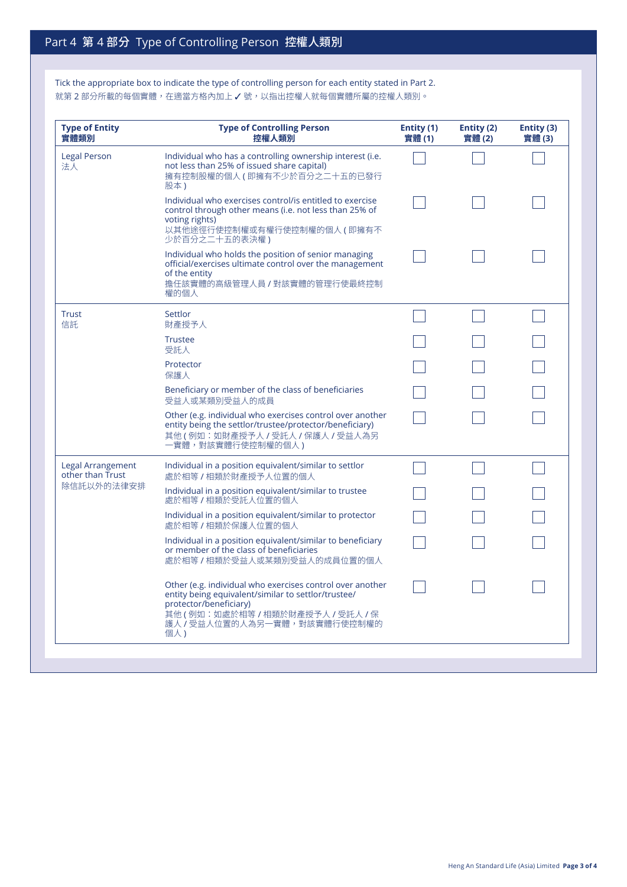## Part 4 第 4 部分 Type of Controlling Person 控權人類別

Tick the appropriate box to indicate the type of controlling person for each entity stated in Part 2.
就第 2 部分所載的每個實體，在適當方格內加上 ✓ 號，以指出控權人就每個實體所屬的控權人類別。

| **Type of Entity**<br>**實體類別** | **Type of Controlling Person**<br>**控權人類別** | **Entity (1)**<br>**實體 (1)** | **Entity (2)**<br>**實體 (2)** | **Entity (3)**<br>**實體 (3)** |
|---|---|---|---|---|
| Legal Person<br>法人 | Individual who has a controlling ownership interest (i.e. not less than 25% of issued share capital)<br>擁有控制股權的個人 ( 即擁有不少於百分之二十五的已發行股本 ) | ☐ | ☐ | ☐ |
| | Individual who exercises control/is entitled to exercise control through other means (i.e. not less than 25% of voting rights)<br>以其他途徑行使控制權或有權行使控制權的個人 ( 即擁有不少於百分之二十五的表決權 ) | ☐ | ☐ | ☐ |
| | Individual who holds the position of senior managing official/exercises ultimate control over the management of the entity<br>擔任該實體的高級管理人員 / 對該實體的管理行使最終控制權的個人 | ☐ | ☐ | ☐ |
| Trust<br>信託 | Settlor<br>財產授予人 | ☐ | ☐ | ☐ |
| | Trustee<br>受託人 | ☐ | ☐ | ☐ |
| | Protector<br>保護人 | ☐ | ☐ | ☐ |
| | Beneficiary or member of the class of beneficiaries<br>受益人或某類別受益人的成員 | ☐ | ☐ | ☐ |
| | Other (e.g. individual who exercises control over another entity being the settlor/trustee/protector/beneficiary)<br>其他 ( 例如：如財產授予人 / 受託人 / 保護人 / 受益人為另一實體，對該實體行使控制權的個人 ) | ☐ | ☐ | ☐ |
| Legal Arrangement other than Trust<br>除信託以外的法律安排 | Individual in a position equivalent/similar to settlor<br>處於相等 / 相類於財產授予人位置的個人 | ☐ | ☐ | ☐ |
| | Individual in a position equivalent/similar to trustee<br>處於相等 / 相類於受託人位置的個人 | ☐ | ☐ | ☐ |
| | Individual in a position equivalent/similar to protector<br>處於相等 / 相類於保護人位置的個人 | ☐ | ☐ | ☐ |
| | Individual in a position equivalent/similar to beneficiary or member of the class of beneficiaries<br>處於相等 / 相類於受益人或某類別受益人的成員位置的個人 | ☐ | ☐ | ☐ |
| | Other (e.g. individual who exercises control over another entity being equivalent/similar to settlor/trustee/protector/beneficiary)<br>其他 ( 例如：如處於相等 / 相類於財產授予人 / 受託人 / 保護人 / 受益人位置的人為另一實體，對該實體行使控制權的個人 ) | ☐ | ☐ | ☐ |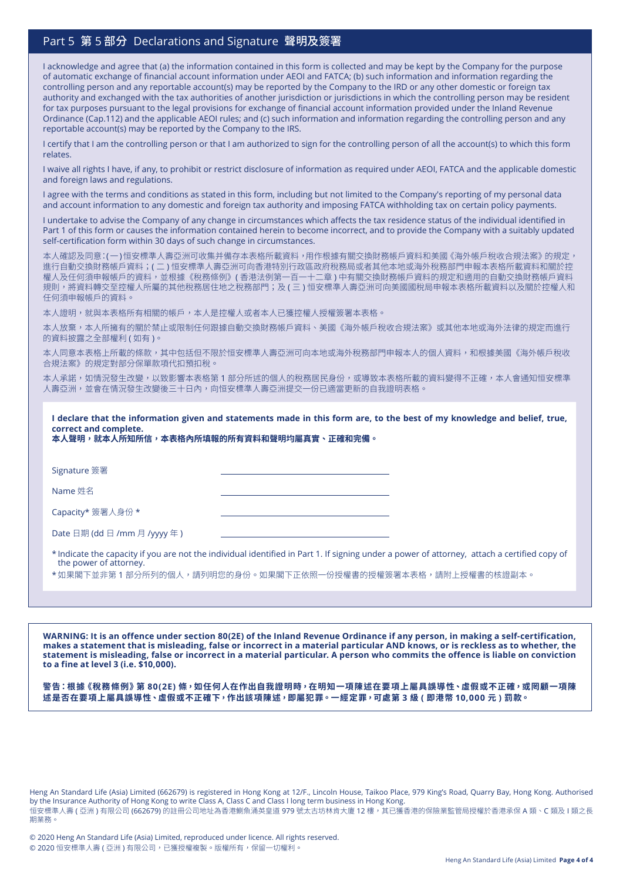## Part 5 第 5 部分 Declarations and Signature 聲明及簽署

I acknowledge and agree that (a) the information contained in this form is collected and may be kept by the Company for the purpose of automatic exchange of financial account information under AEOI and FATCA; (b) such information and information regarding the controlling person and any reportable account(s) may be reported by the Company to the IRD or any other domestic or foreign tax authority and exchanged with the tax authorities of another jurisdiction or jurisdictions in which the controlling person may be resident for tax purposes pursuant to the legal provisions for exchange of financial account information provided under the Inland Revenue Ordinance (Cap.112) and the applicable AEOI rules; and (c) such information and information regarding the controlling person and any reportable account(s) may be reported by the Company to the IRS.

I certify that I am the controlling person or that I am authorized to sign for the controlling person of all the account(s) to which this form relates.

I waive all rights I have, if any, to prohibit or restrict disclosure of information as required under AEOI, FATCA and the applicable domestic and foreign laws and regulations.

I agree with the terms and conditions as stated in this form, including but not limited to the Company's reporting of my personal data and account information to any domestic and foreign tax authority and imposing FATCA withholding tax on certain policy payments.

I undertake to advise the Company of any change in circumstances which affects the tax residence status of the individual identified in Part 1 of this form or causes the information contained herein to become incorrect, and to provide the Company with a suitably updated self-certification form within 30 days of such change in circumstances.

本人確認及同意：(一)恒安標準人壽亞洲可收集并備存本表格所載資料，用作根據有關交換財務帳戶資料和美國《海外帳戶稅收合規法案》的規定，進行自動交換財務帳戶資料；(二)恒安標準人壽亞洲可向香港特別行政區政府稅務局或者其他本地或海外稅務部門申報本表格所載資料和關於控權人及任何須申報帳戶的資料，並根據《稅務條例》(香港法例第一百一十二章)中有關交換財務帳戶資料的規定和適用的自動交換財務帳戶資料規則，將資料轉交至控權人所屬的其他稅務居住地之稅務部門；及(三)恒安標準人壽亞洲可向美國國稅局申報本表格所載資料以及關於控權人和任何須申報帳戶的資料。

本人證明，就與本表格所有相關的帳戶，本人是控權人或者本人已獲控權人授權簽署本表格。

本人放棄，本人所擁有的關於禁止或限制任何跟據自動交換財務帳戶資料、美國《海外帳戶稅收合規法案》或其他本地或海外法律的規定而進行的資料披露之全部權利(如有)。

本人同意本表格上所載的條款，其中包括但不限於恒安標準人壽亞洲可向本地或海外稅務部門申報本人的個人資料，和根據美國《海外帳戶稅收合規法案》的規定對部分保單款項代扣預扣稅。

本人承諾，如情況發生改變，以致影響本表格第1部分所述的個人的稅務居民身份，或導致本表格所載的資料變得不正確，本人會通知恒安標準人壽亞洲，並會在情況發生改變後三十日內，向恒安標準人壽亞洲提交一份已適當更新的自我證明表格。

**I declare that the information given and statements made in this form are, to the best of my knowledge and belief, true, correct and complete.**
**本人聲明，就本人所知所信，本表格內所填報的所有資料和聲明均屬真實、正確和完備。**

Signature 簽署 ______________________

Name 姓名 ______________________

Capacity* 簽署人身份 * ______________________

Date 日期 (dd 日 /mm 月 /yyyy 年 ) ______________________

* Indicate the capacity if you are not the individual identified in Part 1. If signing under a power of attorney, attach a certified copy of the power of attorney.
* 如果閣下並非第1部分所列的個人，請列明您的身份。如果閣下正依照一份授權書的授權簽署本表格，請附上授權書的核證副本。

**WARNING: It is an offence under section 80(2E) of the Inland Revenue Ordinance if any person, in making a self-certification, makes a statement that is misleading, false or incorrect in a material particular AND knows, or is reckless as to whether, the statement is misleading, false or incorrect in a material particular. A person who commits the offence is liable on conviction to a fine at level 3 (i.e. $10,000).**

**警告：根據《稅務條例》第80(2E)條，如任何人在作出自我證明時，在明知一項陳述在要項上屬具誤導性、虛假或不正確，或罔顧一項陳述是否在要項上屬具誤導性、虛假或不正確下，作出該項陳述，即屬犯罪。一經定罪，可處第3級(即港幣10,000元)罰款。**

Heng An Standard Life (Asia) Limited (662679) is registered in Hong Kong at 12/F., Lincoln House, Taikoo Place, 979 King's Road, Quarry Bay, Hong Kong. Authorised by the Insurance Authority of Hong Kong to write Class A, Class C and Class I long term business in Hong Kong.
恒安標準人壽(亞洲)有限公司 (662679) 的註冊公司地址為香港鰂魚涌英皇道 979 號太古坊林肯大廈 12 樓，其已獲香港的保險業監管局授權於香港承保 A 類、C 類及 I 類之長期業務。

© 2020 Heng An Standard Life (Asia) Limited, reproduced under licence. All rights reserved.
© 2020 恒安標準人壽(亞洲)有限公司，已獲授權複製。版權所有，保留一切權利。